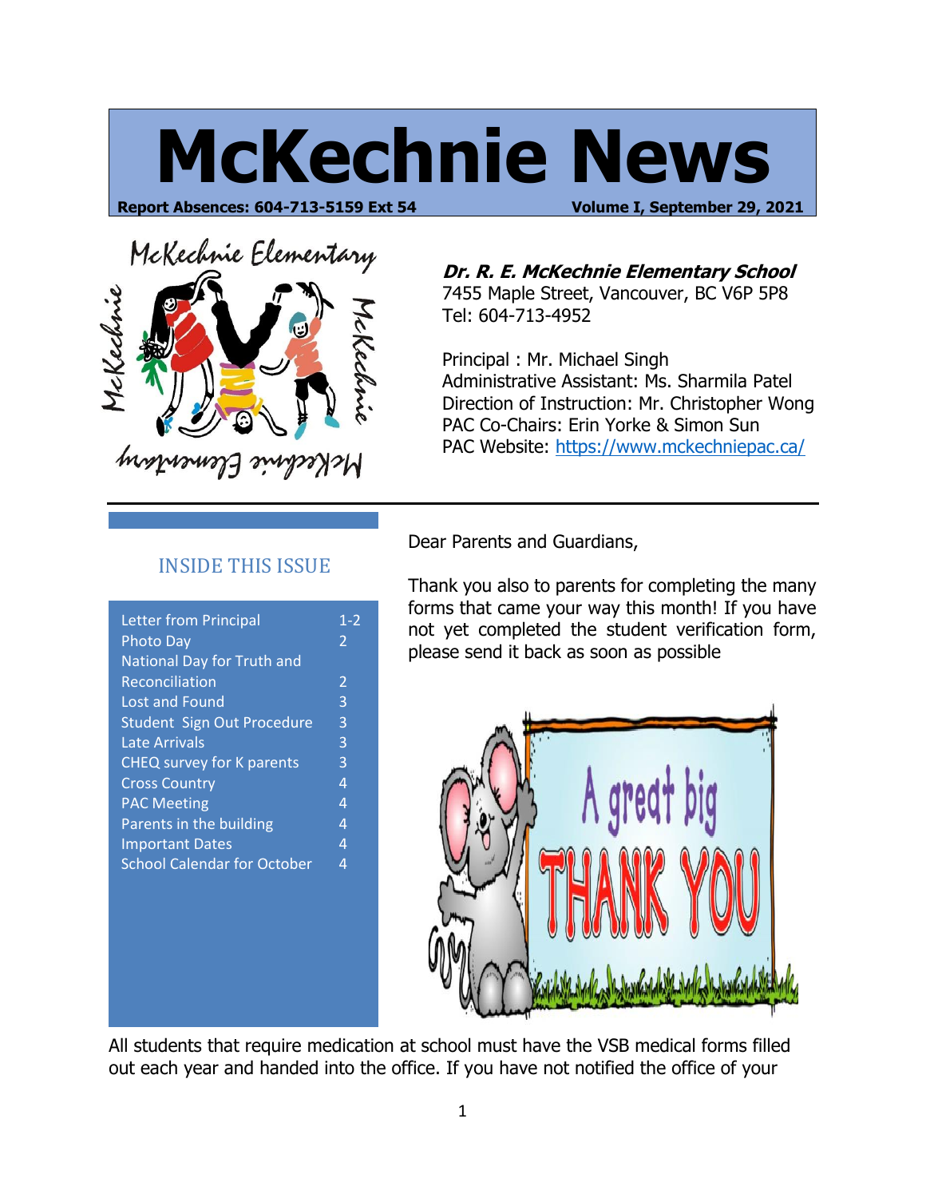# McKechnie News

**Report Absences: 604-713-5159 Ext 54** **Volume I, September 29, 2021**

***Dr. R. E. McKechnie Elementary School***
7455 Maple Street, Vancouver, BC V6P 5P8
Tel: 604-713-4952

Principal : Mr. Michael Singh
Administrative Assistant: Ms. Sharmila Patel
Direction of Instruction: Mr. Christopher Wong
PAC Co-Chairs: Erin Yorke & Simon Sun
PAC Website: https://www.mckechniepac.ca/

## INSIDE THIS ISSUE

| | |
|---|---|
| Letter from Principal | 1-2 |
| Photo Day | 2 |
| National Day for Truth and Reconciliation | 2 |
| Lost and Found | 3 |
| Student Sign Out Procedure | 3 |
| Late Arrivals | 3 |
| CHEQ survey for K parents | 3 |
| Cross Country | 4 |
| PAC Meeting | 4 |
| Parents in the building | 4 |
| Important Dates | 4 |
| School Calendar for October | 4 |

Dear Parents and Guardians,

Thank you also to parents for completing the many forms that came your way this month! If you have not yet completed the student verification form, please send it back as soon as possible

All students that require medication at school must have the VSB medical forms filled out each year and handed into the office. If you have not notified the office of your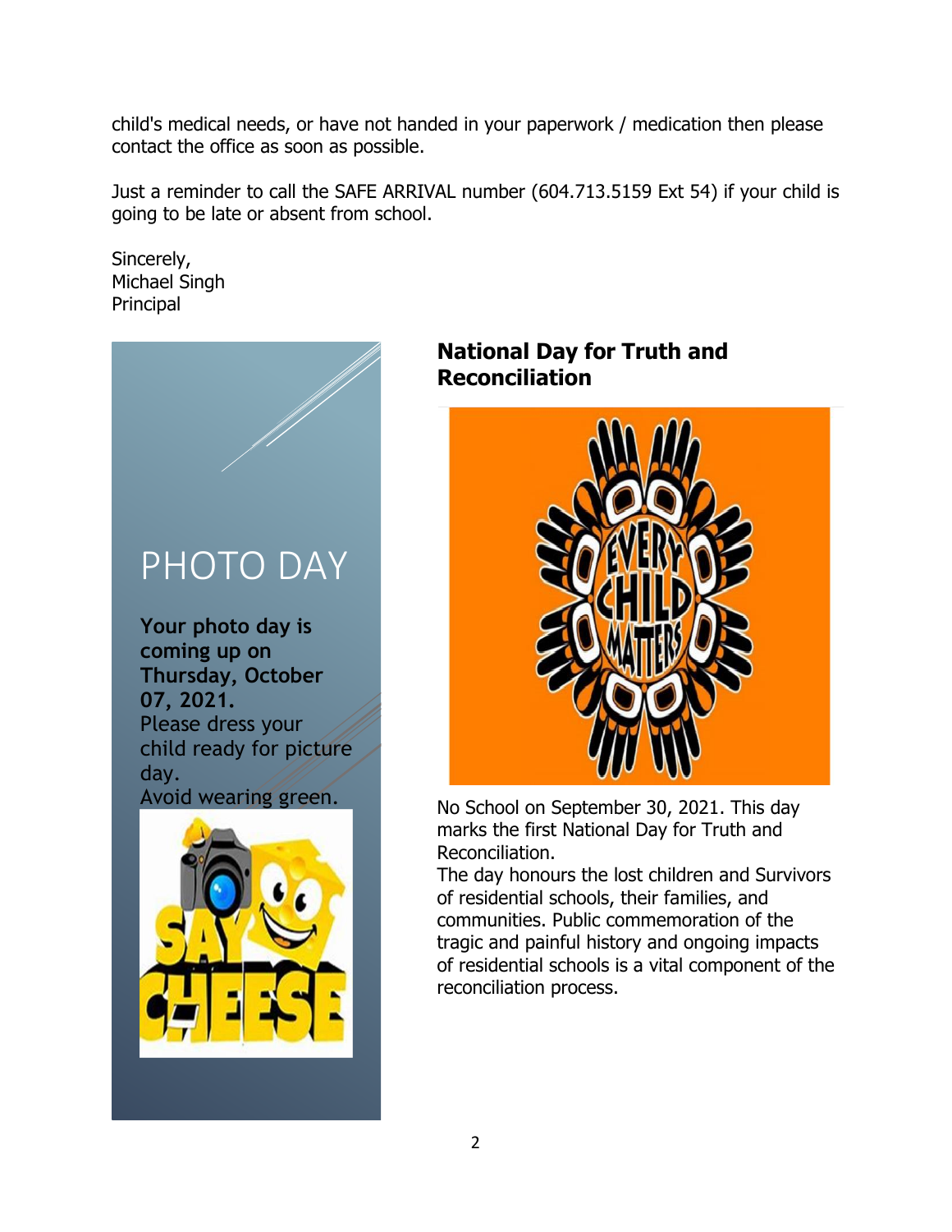child's medical needs, or have not handed in your paperwork / medication then please contact the office as soon as possible.

Just a reminder to call the SAFE ARRIVAL number (604.713.5159 Ext 54) if your child is going to be late or absent from school.

Sincerely,
Michael Singh
Principal

## PHOTO DAY

**Your photo day is coming up on Thursday, October 07, 2021.**
Please dress your child ready for picture day.
Avoid wearing green.

## National Day for Truth and Reconciliation

No School on September 30, 2021. This day marks the first National Day for Truth and Reconciliation.
The day honours the lost children and Survivors of residential schools, their families, and communities. Public commemoration of the tragic and painful history and ongoing impacts of residential schools is a vital component of the reconciliation process.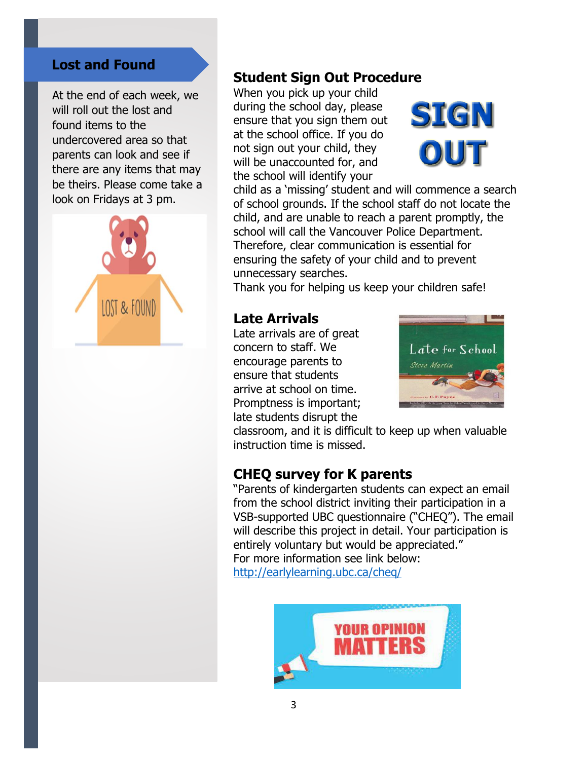## Lost and Found

At the end of each week, we will roll out the lost and found items to the undercovered area so that parents can look and see if there are any items that may be theirs. Please come take a look on Fridays at 3 pm.

## Student Sign Out Procedure

When you pick up your child during the school day, please ensure that you sign them out at the school office. If you do not sign out your child, they will be unaccounted for, and the school will identify your child as a 'missing' student and will commence a search of school grounds. If the school staff do not locate the child, and are unable to reach a parent promptly, the school will call the Vancouver Police Department. Therefore, clear communication is essential for ensuring the safety of your child and to prevent unnecessary searches.

Thank you for helping us keep your children safe!

## Late Arrivals

Late arrivals are of great concern to staff. We encourage parents to ensure that students arrive at school on time. Promptness is important; late students disrupt the classroom, and it is difficult to keep up when valuable instruction time is missed.

## CHEQ survey for K parents

"Parents of kindergarten students can expect an email from the school district inviting their participation in a VSB-supported UBC questionnaire ("CHEQ"). The email will describe this project in detail. Your participation is entirely voluntary but would be appreciated."

For more information see link below:
[http://earlylearning.ubc.ca/cheq/](http://earlylearning.ubc.ca/cheq/)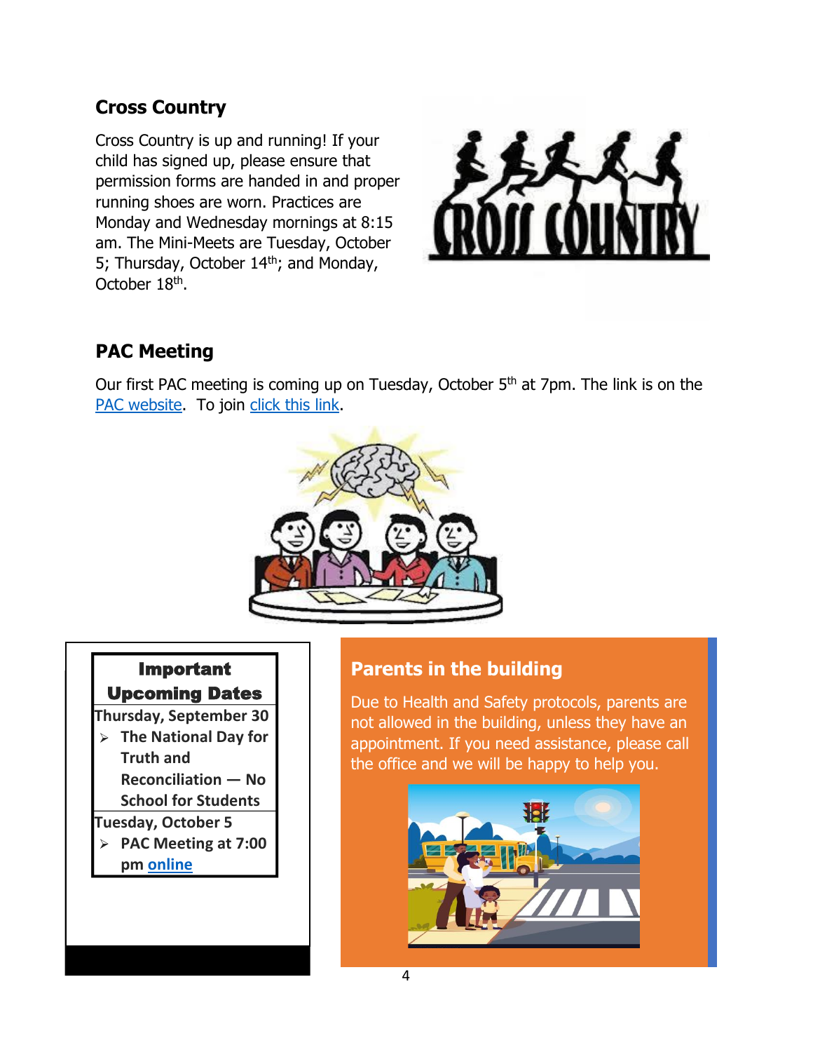## Cross Country

Cross Country is up and running! If your child has signed up, please ensure that permission forms are handed in and proper running shoes are worn. Practices are Monday and Wednesday mornings at 8:15 am. The Mini-Meets are Tuesday, October 5; Thursday, October 14th; and Monday, October 18th.

## PAC Meeting

Our first PAC meeting is coming up on Tuesday, October 5th at 7pm. The link is on the PAC website. To join click this link.

### Important Upcoming Dates

**Thursday, September 30**

- **The National Day for Truth and Reconciliation — No School for Students**

**Tuesday, October 5**

- **PAC Meeting at 7:00 pm online**

## Parents in the building

Due to Health and Safety protocols, parents are not allowed in the building, unless they have an appointment. If you need assistance, please call the office and we will be happy to help you.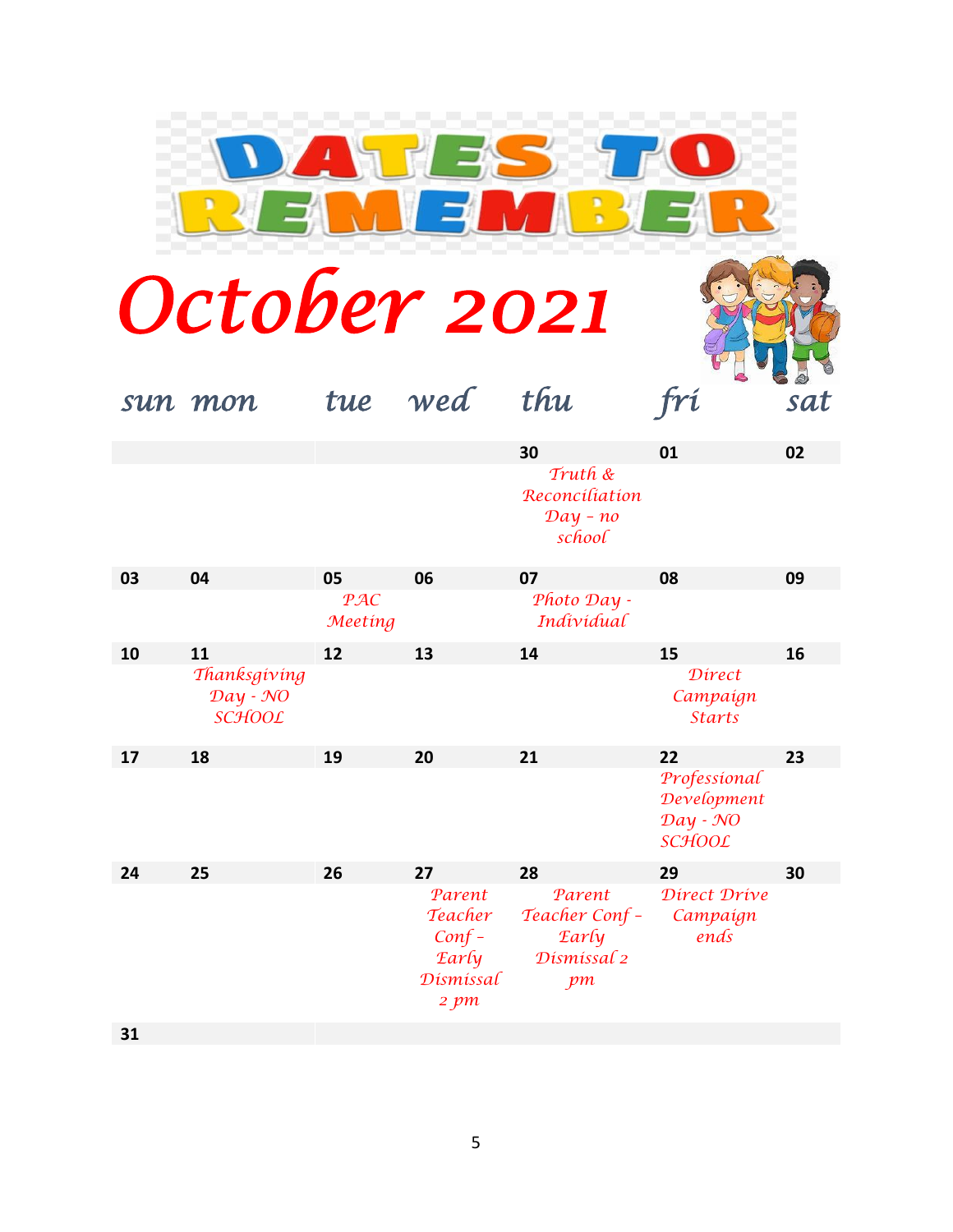# DATES TO REMEMBER

# October 2021

| sun | mon | tue | wed | thu | fri | sat |
|---|---|---|---|---|---|---|
| | | | | 30<br>Truth & Reconciliation Day – no school | 01 | 02 |
| 03 | 04 | 05<br>PAC Meeting | 06 | 07<br>Photo Day - Individual | 08 | 09 |
| 10 | 11<br>Thanksgiving Day - NO SCHOOL | 12 | 13 | 14 | 15<br>Direct Campaign Starts | 16 |
| 17 | 18 | 19 | 20 | 21 | 22<br>Professional Development Day - NO SCHOOL | 23 |
| 24 | 25 | 26 | 27<br>Parent Teacher Conf – Early Dismissal 2 pm | 28<br>Parent Teacher Conf – Early Dismissal 2 pm | 29<br>Direct Drive Campaign ends | 30 |
| 31 | | | | | | |